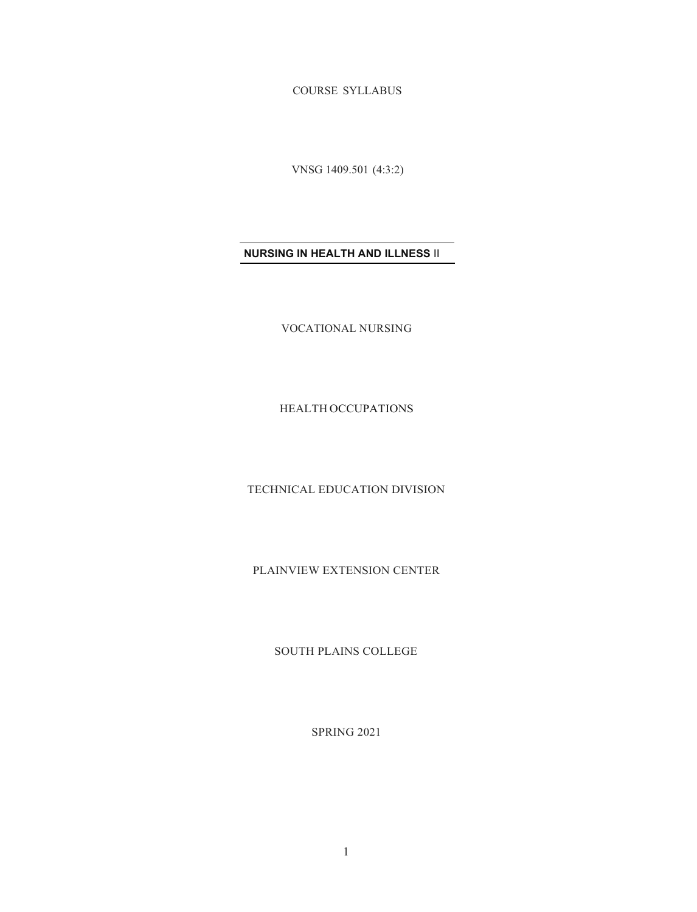COURSE SYLLABUS

VNSG 1409.501 (4:3:2)

# NURSING IN HEALTH AND ILLNESS II

VOCATIONAL NURSING

HEALTH OCCUPATIONS

TECHNICAL EDUCATION DIVISION

PLAINVIEW EXTENSION CENTER

SOUTH PLAINS COLLEGE

SPRING 2021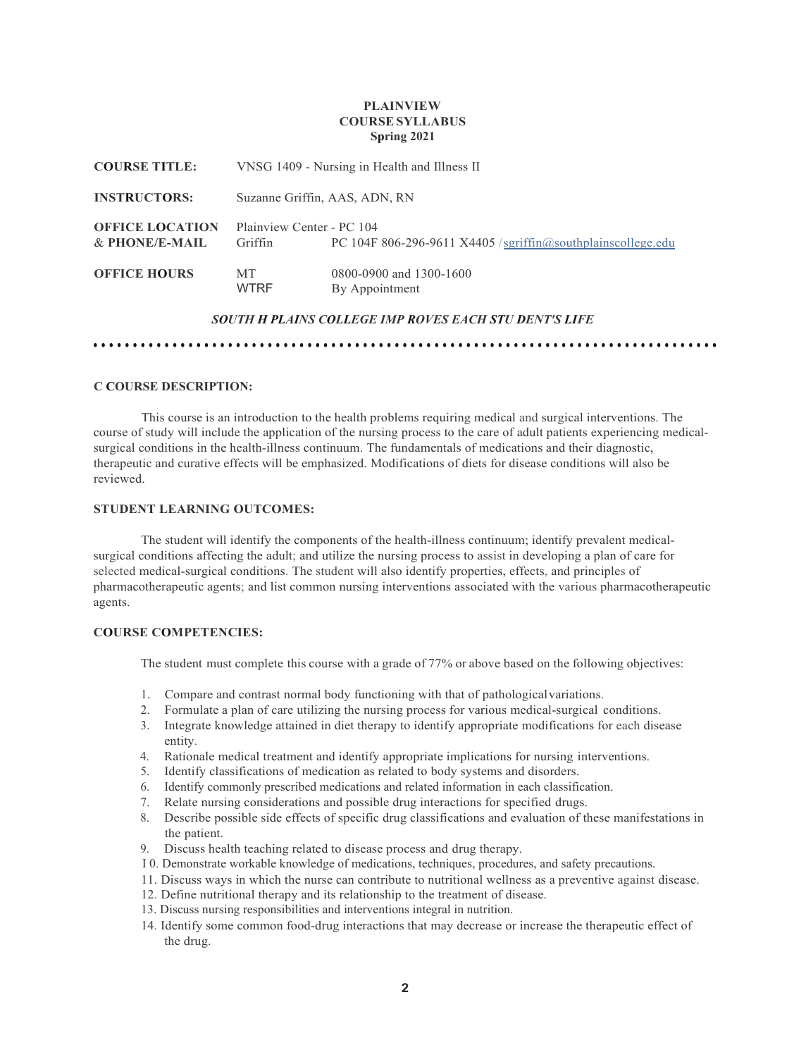**PLAINVIEW**
**COURSE SYLLABUS**
**Spring 2021**

| | | |
|---|---|---|
| **COURSE TITLE:** | VNSG 1409 - Nursing in Health and Illness II | |
| **INSTRUCTORS:** | Suzanne Griffin, AAS, ADN, RN | |
| **OFFICE LOCATION & PHONE/E-MAIL** | Plainview Center - PC 104 | |
| | Griffin | PC 104F 806-296-9611 X4405 /sgriffin@southplainscollege.edu |
| **OFFICE HOURS** | MT | 0800-0900 and 1300-1600 |
| | WTRF | By Appointment |

***SOUTH H PLAINS COLLEGE IMP ROVES EACH STU DENT'S LIFE***

**C COURSE DESCRIPTION:**

This course is an introduction to the health problems requiring medical and surgical interventions. The course of study will include the application of the nursing process to the care of adult patients experiencing medical-surgical conditions in the health-illness continuum. The fundamentals of medications and their diagnostic, therapeutic and curative effects will be emphasized. Modifications of diets for disease conditions will also be reviewed.

**STUDENT LEARNING OUTCOMES:**

The student will identify the components of the health-illness continuum; identify prevalent medical-surgical conditions affecting the adult; and utilize the nursing process to assist in developing a plan of care for selected medical-surgical conditions. The student will also identify properties, effects, and principles of pharmacotherapeutic agents; and list common nursing interventions associated with the various pharmacotherapeutic agents.

**COURSE COMPETENCIES:**

The student must complete this course with a grade of 77% or above based on the following objectives:

1. Compare and contrast normal body functioning with that of pathological variations.
2. Formulate a plan of care utilizing the nursing process for various medical-surgical conditions.
3. Integrate knowledge attained in diet therapy to identify appropriate modifications for each disease entity.
4. Rationale medical treatment and identify appropriate implications for nursing interventions.
5. Identify classifications of medication as related to body systems and disorders.
6. Identify commonly prescribed medications and related information in each classification.
7. Relate nursing considerations and possible drug interactions for specified drugs.
8. Describe possible side effects of specific drug classifications and evaluation of these manifestations in the patient.
9. Discuss health teaching related to disease process and drug therapy.
10. Demonstrate workable knowledge of medications, techniques, procedures, and safety precautions.
11. Discuss ways in which the nurse can contribute to nutritional wellness as a preventive against disease.
12. Define nutritional therapy and its relationship to the treatment of disease.
13. Discuss nursing responsibilities and interventions integral in nutrition.
14. Identify some common food-drug interactions that may decrease or increase the therapeutic effect of the drug.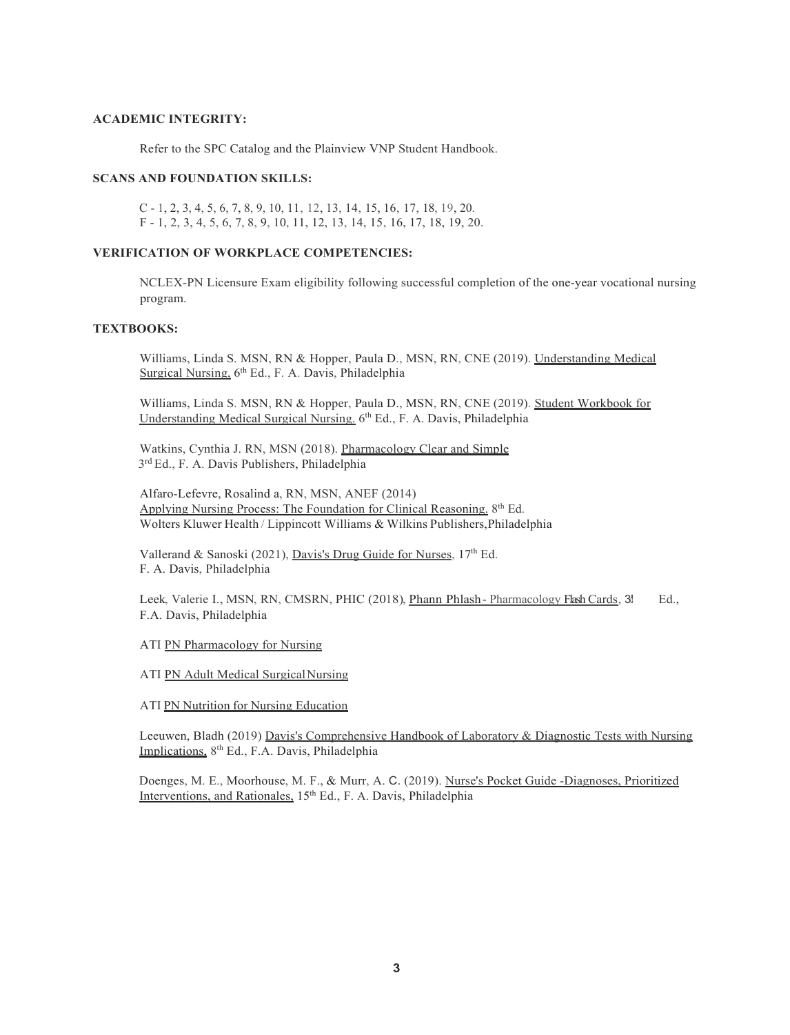**ACADEMIC INTEGRITY:**

Refer to the SPC Catalog and the Plainview VNP Student Handbook.

**SCANS AND FOUNDATION SKILLS:**

C - 1, 2, 3, 4, 5, 6, 7, 8, 9, 10, 11, 12, 13, 14, 15, 16, 17, 18, 19, 20.
F - 1, 2, 3, 4, 5, 6, 7, 8, 9, 10, 11, 12, 13, 14, 15, 16, 17, 18, 19, 20.

**VERIFICATION OF WORKPLACE COMPETENCIES:**

NCLEX-PN Licensure Exam eligibility following successful completion of the one-year vocational nursing program.

**TEXTBOOKS:**

Williams, Linda S. MSN, RN & Hopper, Paula D., MSN, RN, CNE (2019). Understanding Medical Surgical Nursing, 6th Ed., F. A. Davis, Philadelphia

Williams, Linda S. MSN, RN & Hopper, Paula D., MSN, RN, CNE (2019). Student Workbook for Understanding Medical Surgical Nursing. 6th Ed., F. A. Davis, Philadelphia

Watkins, Cynthia J. RN, MSN (2018). Pharmacology Clear and Simple 3rd Ed., F. A. Davis Publishers, Philadelphia

Alfaro-Lefevre, Rosalind a, RN, MSN, ANEF (2014) Applying Nursing Process: The Foundation for Clinical Reasoning. 8th Ed. Wolters Kluwer Health / Lippincott Williams & Wilkins Publishers, Philadelphia

Vallerand & Sanoski (2021), Davis's Drug Guide for Nurses, 17th Ed. F. A. Davis, Philadelphia

Leek, Valerie I., MSN, RN, CMSRN, PHIC (2018), Phann Phlash - Pharmacology Flash Cards, 3rd Ed., F.A. Davis, Philadelphia

ATI PN Pharmacology for Nursing

ATI PN Adult Medical Surgical Nursing

ATI PN Nutrition for Nursing Education

Leeuwen, Bladh (2019) Davis's Comprehensive Handbook of Laboratory & Diagnostic Tests with Nursing Implications, 8th Ed., F.A. Davis, Philadelphia

Doenges, M. E., Moorhouse, M. F., & Murr, A. C. (2019). Nurse's Pocket Guide -Diagnoses, Prioritized Interventions, and Rationales, 15th Ed., F. A. Davis, Philadelphia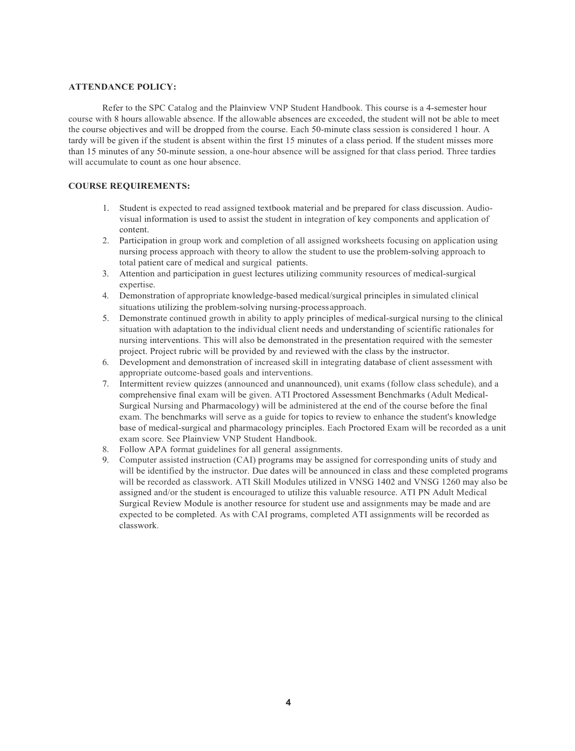**ATTENDANCE POLICY:**

Refer to the SPC Catalog and the Plainview VNP Student Handbook. This course is a 4-semester hour course with 8 hours allowable absence. If the allowable absences are exceeded, the student will not be able to meet the course objectives and will be dropped from the course. Each 50-minute class session is considered 1 hour. A tardy will be given if the student is absent within the first 15 minutes of a class period. If the student misses more than 15 minutes of any 50-minute session, a one-hour absence will be assigned for that class period. Three tardies will accumulate to count as one hour absence.

**COURSE REQUIREMENTS:**

1. Student is expected to read assigned textbook material and be prepared for class discussion. Audio-visual information is used to assist the student in integration of key components and application of content.
2. Participation in group work and completion of all assigned worksheets focusing on application using nursing process approach with theory to allow the student to use the problem-solving approach to total patient care of medical and surgical patients.
3. Attention and participation in guest lectures utilizing community resources of medical-surgical expertise.
4. Demonstration of appropriate knowledge-based medical/surgical principles in simulated clinical situations utilizing the problem-solving nursing-process approach.
5. Demonstrate continued growth in ability to apply principles of medical-surgical nursing to the clinical situation with adaptation to the individual client needs and understanding of scientific rationales for nursing interventions. This will also be demonstrated in the presentation required with the semester project. Project rubric will be provided by and reviewed with the class by the instructor.
6. Development and demonstration of increased skill in integrating database of client assessment with appropriate outcome-based goals and interventions.
7. Intermittent review quizzes (announced and unannounced), unit exams (follow class schedule), and a comprehensive final exam will be given. ATI Proctored Assessment Benchmarks (Adult Medical-Surgical Nursing and Pharmacology) will be administered at the end of the course before the final exam. The benchmarks will serve as a guide for topics to review to enhance the student's knowledge base of medical-surgical and pharmacology principles. Each Proctored Exam will be recorded as a unit exam score. See Plainview VNP Student Handbook.
8. Follow APA format guidelines for all general assignments.
9. Computer assisted instruction (CAI) programs may be assigned for corresponding units of study and will be identified by the instructor. Due dates will be announced in class and these completed programs will be recorded as classwork. ATI Skill Modules utilized in VNSG 1402 and VNSG 1260 may also be assigned and/or the student is encouraged to utilize this valuable resource. ATI PN Adult Medical Surgical Review Module is another resource for student use and assignments may be made and are expected to be completed. As with CAI programs, completed ATI assignments will be recorded as classwork.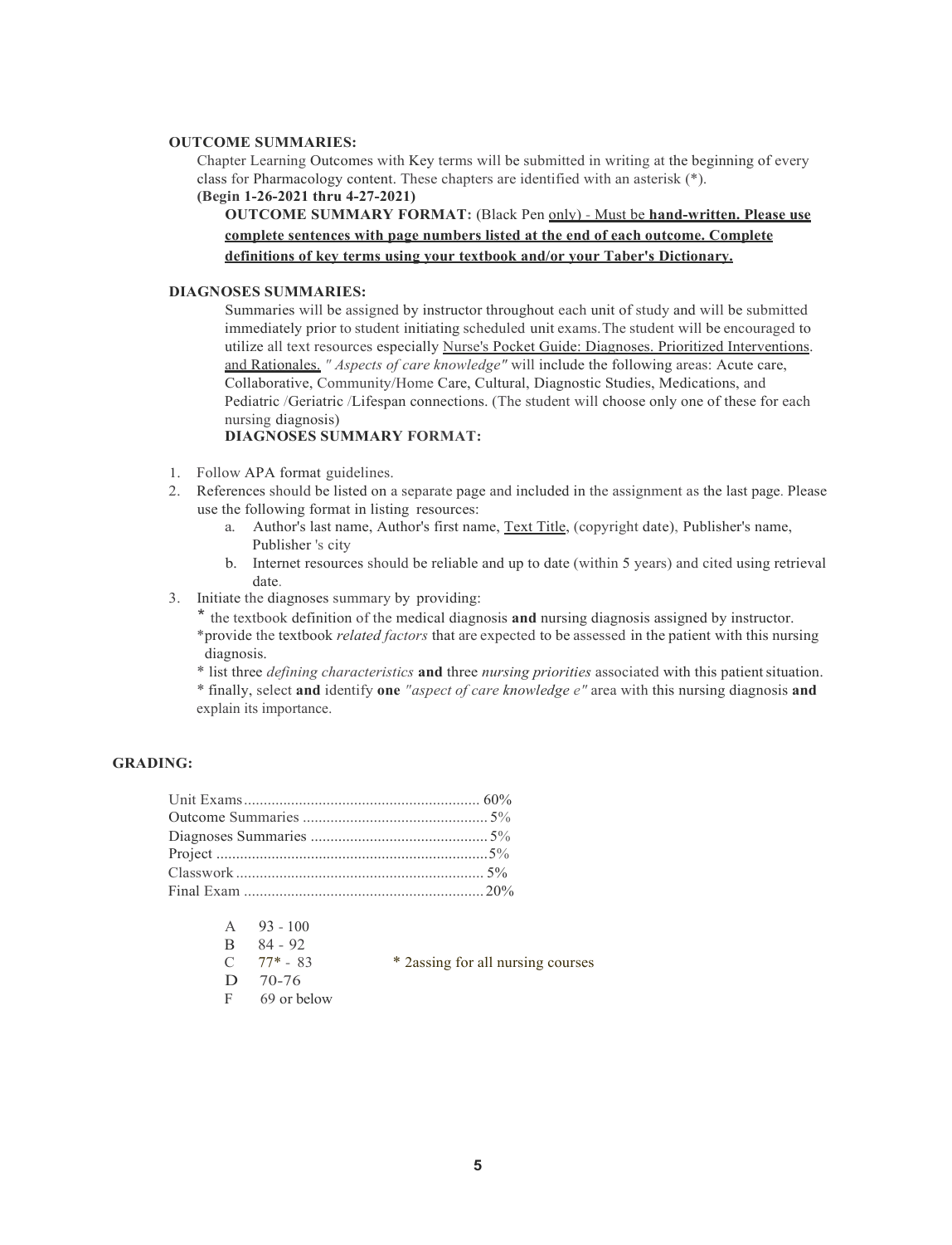**OUTCOME SUMMARIES:**

Chapter Learning Outcomes with Key terms will be submitted in writing at the beginning of every class for Pharmacology content. These chapters are identified with an asterisk (*).

**(Begin 1-26-2021 thru 4-27-2021)**

**OUTCOME SUMMARY FORMAT:** (Black Pen only) - Must be **hand-written. Please use complete sentences with page numbers listed at the end of each outcome. Complete definitions of key terms using your textbook and/or your Taber's Dictionary.**

**DIAGNOSES SUMMARIES:**

Summaries will be assigned by instructor throughout each unit of study and will be submitted immediately prior to student initiating scheduled unit exams. The student will be encouraged to utilize all text resources especially Nurse's Pocket Guide: Diagnoses. Prioritized Interventions. and Rationales. *" Aspects of care knowledge"* will include the following areas: Acute care, Collaborative, Community/Home Care, Cultural, Diagnostic Studies, Medications, and Pediatric /Geriatric /Lifespan connections. (The student will choose only one of these for each nursing diagnosis)

**DIAGNOSES SUMMARY FORMAT:**

1. Follow APA format guidelines.
2. References should be listed on a separate page and included in the assignment as the last page. Please use the following format in listing resources:
   a. Author's last name, Author's first name, Text Title, (copyright date), Publisher's name, Publisher 's city
   b. Internet resources should be reliable and up to date (within 5 years) and cited using retrieval date.
3. Initiate the diagnoses summary by providing:
   * the textbook definition of the medical diagnosis **and** nursing diagnosis assigned by instructor.
   * provide the textbook *related factors* that are expected to be assessed in the patient with this nursing diagnosis.
   * list three *defining characteristics* **and** three *nursing priorities* associated with this patient situation.
   * finally, select **and** identify **one** *"aspect of care knowledge e"* area with this nursing diagnosis **and** explain its importance.

**GRADING:**

| | |
|---|---|
| Unit Exams | 60% |
| Outcome Summaries | 5% |
| Diagnoses Summaries | 5% |
| Project | 5% |
| Classwork | 5% |
| Final Exam | 20% |

| | | |
|---|---|---|
| A | 93 - 100 | |
| B | 84 - 92 | |
| C | 77* - 83 | * 2assing for all nursing courses |
| D | 70-76 | |
| F | 69 or below | |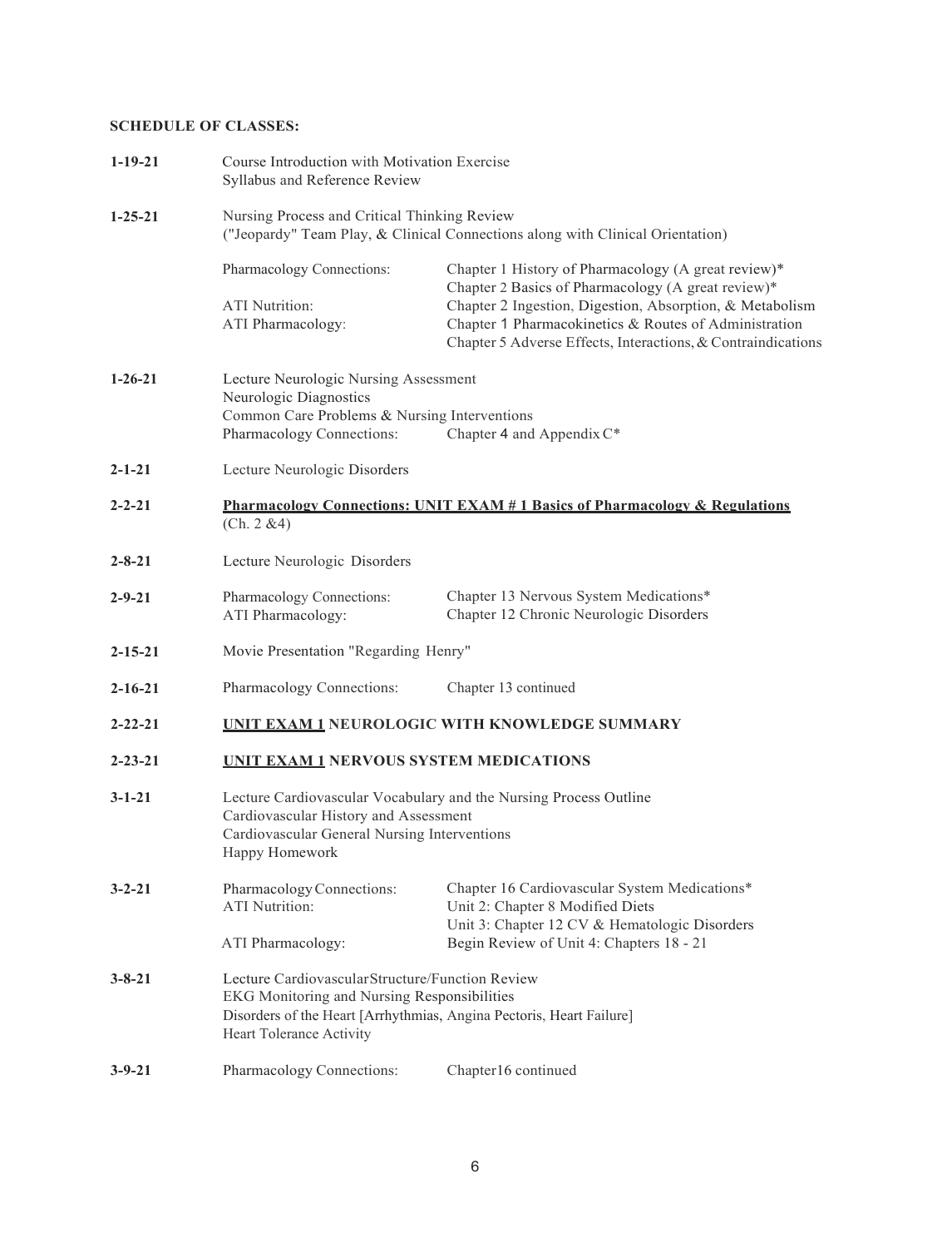**SCHEDULE OF CLASSES:**

| | | |
|---|---|---|
| **1-19-21** | Course Introduction with Motivation Exercise<br>Syllabus and Reference Review | |
| **1-25-21** | Nursing Process and Critical Thinking Review<br>("Jeopardy" Team Play, & Clinical Connections along with Clinical Orientation) | |
| | Pharmacology Connections: | Chapter 1 History of Pharmacology (A great review)*<br>Chapter 2 Basics of Pharmacology (A great review)* |
| | ATI Nutrition: | Chapter 2 Ingestion, Digestion, Absorption, & Metabolism |
| | ATI Pharmacology: | Chapter 1 Pharmacokinetics & Routes of Administration<br>Chapter 5 Adverse Effects, Interactions, & Contraindications |
| **1-26-21** | Lecture Neurologic Nursing Assessment<br>Neurologic Diagnostics<br>Common Care Problems & Nursing Interventions | |
| | Pharmacology Connections: | Chapter 4 and Appendix C* |
| **2-1-21** | Lecture Neurologic Disorders | |
| **2-2-21** | **Pharmacology Connections: UNIT EXAM # 1 Basics of Pharmacology & Regulations** (Ch. 2 &4) | |
| **2-8-21** | Lecture Neurologic Disorders | |
| **2-9-21** | Pharmacology Connections: | Chapter 13 Nervous System Medications* |
| | ATI Pharmacology: | Chapter 12 Chronic Neurologic Disorders |
| **2-15-21** | Movie Presentation "Regarding Henry" | |
| **2-16-21** | Pharmacology Connections: | Chapter 13 continued |
| **2-22-21** | **UNIT EXAM 1 NEUROLOGIC WITH KNOWLEDGE SUMMARY** | |
| **2-23-21** | **UNIT EXAM 1 NERVOUS SYSTEM MEDICATIONS** | |
| **3-1-21** | Lecture Cardiovascular Vocabulary and the Nursing Process Outline<br>Cardiovascular History and Assessment<br>Cardiovascular General Nursing Interventions<br>Happy Homework | |
| **3-2-21** | Pharmacology Connections: | Chapter 16 Cardiovascular System Medications* |
| | ATI Nutrition: | Unit 2: Chapter 8 Modified Diets<br>Unit 3: Chapter 12 CV & Hematologic Disorders |
| | ATI Pharmacology: | Begin Review of Unit 4: Chapters 18 - 21 |
| **3-8-21** | Lecture Cardiovascular Structure/Function Review<br>EKG Monitoring and Nursing Responsibilities<br>Disorders of the Heart [Arrhythmias, Angina Pectoris, Heart Failure]<br>Heart Tolerance Activity | |
| **3-9-21** | Pharmacology Connections: | Chapter16 continued |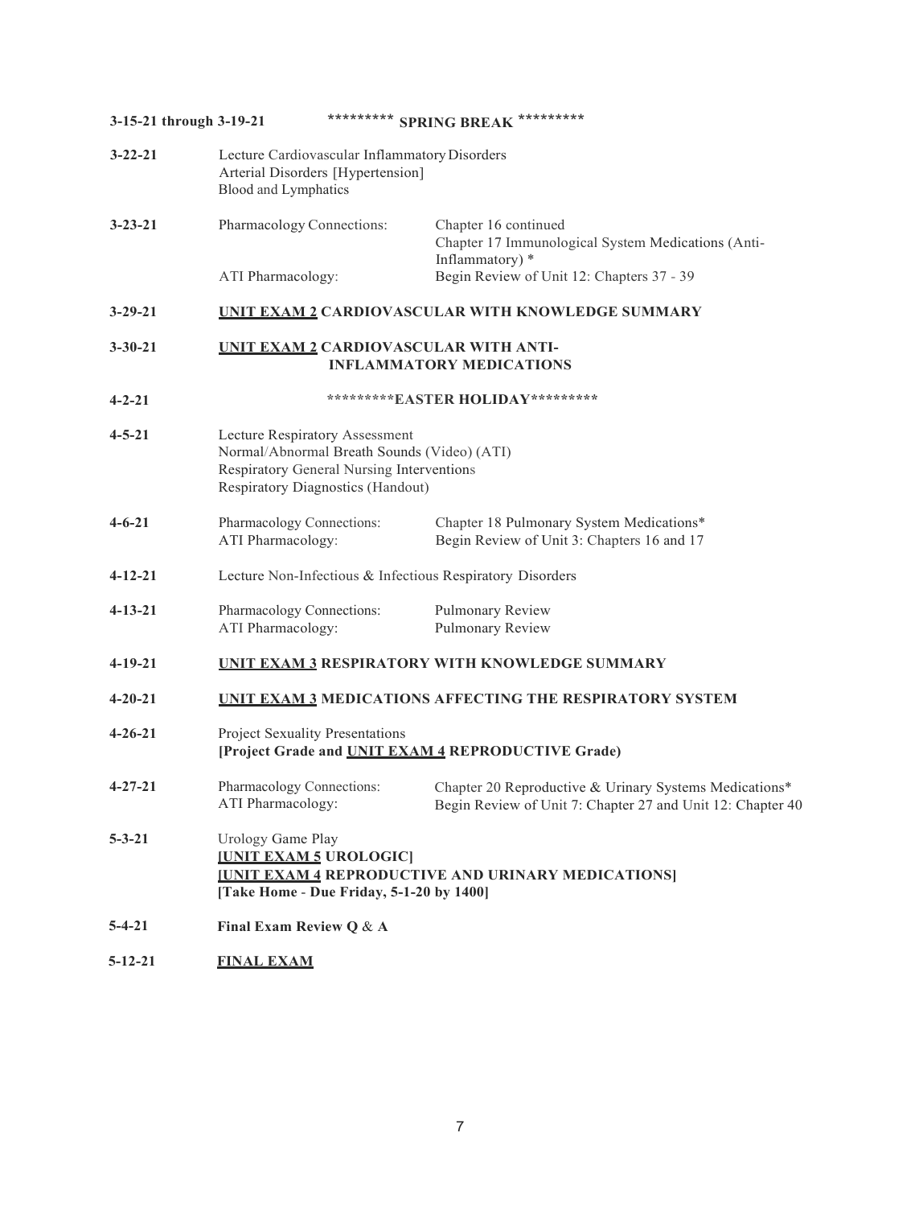| | | |
|---|---|---|
| **3-15-21 through 3-19-21** | **\*\*\*\*\*\*\*\*\* SPRING BREAK \*\*\*\*\*\*\*\*\*** | |
| **3-22-21** | Lecture Cardiovascular Inflammatory Disorders<br>Arterial Disorders [Hypertension]<br>Blood and Lymphatics | |
| **3-23-21** | Pharmacology Connections: | Chapter 16 continued<br>Chapter 17 Immunological System Medications (Anti-Inflammatory) * |
| | ATI Pharmacology: | Begin Review of Unit 12: Chapters 37 - 39 |
| **3-29-21** | **UNIT EXAM 2 CARDIOVASCULAR WITH KNOWLEDGE SUMMARY** | |
| **3-30-21** | **UNIT EXAM 2 CARDIOVASCULAR WITH ANTI-INFLAMMATORY MEDICATIONS** | |
| **4-2-21** | **\*\*\*\*\*\*\*\*\*EASTER HOLIDAY\*\*\*\*\*\*\*\*\*** | |
| **4-5-21** | Lecture Respiratory Assessment<br>Normal/Abnormal Breath Sounds (Video) (ATI)<br>Respiratory General Nursing Interventions<br>Respiratory Diagnostics (Handout) | |
| **4-6-21** | Pharmacology Connections:<br>ATI Pharmacology: | Chapter 18 Pulmonary System Medications*<br>Begin Review of Unit 3: Chapters 16 and 17 |
| **4-12-21** | Lecture Non-Infectious & Infectious Respiratory Disorders | |
| **4-13-21** | Pharmacology Connections:<br>ATI Pharmacology: | Pulmonary Review<br>Pulmonary Review |
| **4-19-21** | **UNIT EXAM 3 RESPIRATORY WITH KNOWLEDGE SUMMARY** | |
| **4-20-21** | **UNIT EXAM 3 MEDICATIONS AFFECTING THE RESPIRATORY SYSTEM** | |
| **4-26-21** | Project Sexuality Presentations<br>**[Project Grade and UNIT EXAM 4 REPRODUCTIVE Grade)** | |
| **4-27-21** | Pharmacology Connections:<br>ATI Pharmacology: | Chapter 20 Reproductive & Urinary Systems Medications*<br>Begin Review of Unit 7: Chapter 27 and Unit 12: Chapter 40 |
| **5-3-21** | Urology Game Play<br>**[UNIT EXAM 5 UROLOGIC]**<br>**[UNIT EXAM 4 REPRODUCTIVE AND URINARY MEDICATIONS]**<br>**[Take Home - Due Friday, 5-1-20 by 1400]** | |
| **5-4-21** | **Final Exam Review Q & A** | |
| **5-12-21** | **FINAL EXAM** | |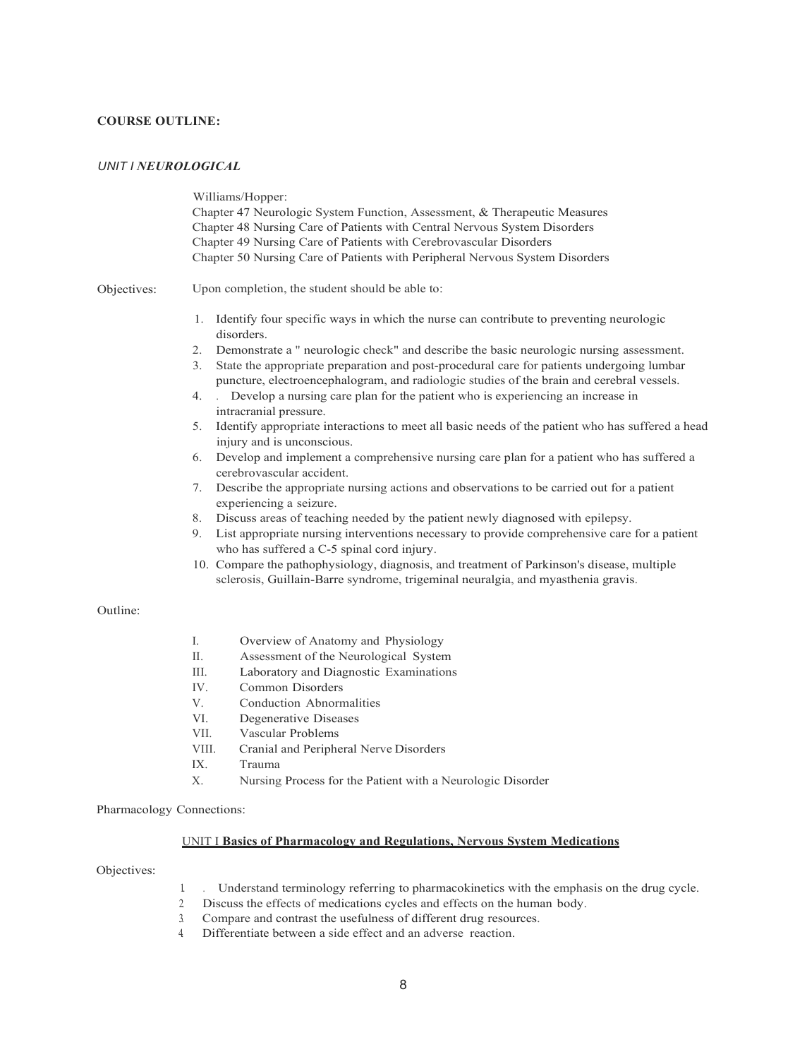**COURSE OUTLINE:**

***UNIT I NEUROLOGICAL***

Williams/Hopper:
Chapter 47 Neurologic System Function, Assessment, & Therapeutic Measures
Chapter 48 Nursing Care of Patients with Central Nervous System Disorders
Chapter 49 Nursing Care of Patients with Cerebrovascular Disorders
Chapter 50 Nursing Care of Patients with Peripheral Nervous System Disorders

Objectives: Upon completion, the student should be able to:

1. Identify four specific ways in which the nurse can contribute to preventing neurologic disorders.
2. Demonstrate a " neurologic check" and describe the basic neurologic nursing assessment.
3. State the appropriate preparation and post-procedural care for patients undergoing lumbar puncture, electroencephalogram, and radiologic studies of the brain and cerebral vessels.
4. . Develop a nursing care plan for the patient who is experiencing an increase in intracranial pressure.
5. Identify appropriate interactions to meet all basic needs of the patient who has suffered a head injury and is unconscious.
6. Develop and implement a comprehensive nursing care plan for a patient who has suffered a cerebrovascular accident.
7. Describe the appropriate nursing actions and observations to be carried out for a patient experiencing a seizure.
8. Discuss areas of teaching needed by the patient newly diagnosed with epilepsy.
9. List appropriate nursing interventions necessary to provide comprehensive care for a patient who has suffered a C-5 spinal cord injury.
10. Compare the pathophysiology, diagnosis, and treatment of Parkinson's disease, multiple sclerosis, Guillain-Barre syndrome, trigeminal neuralgia, and myasthenia gravis.

Outline:

I. Overview of Anatomy and Physiology
II. Assessment of the Neurological System
III. Laboratory and Diagnostic Examinations
IV. Common Disorders
V. Conduction Abnormalities
VI. Degenerative Diseases
VII. Vascular Problems
VIII. Cranial and Peripheral Nerve Disorders
IX. Trauma
X. Nursing Process for the Patient with a Neurologic Disorder

Pharmacology Connections:

UNIT I **Basics of Pharmacology and Regulations, Nervous System Medications**

Objectives:

1. . Understand terminology referring to pharmacokinetics with the emphasis on the drug cycle.
2. Discuss the effects of medications cycles and effects on the human body.
3. Compare and contrast the usefulness of different drug resources.
4. Differentiate between a side effect and an adverse reaction.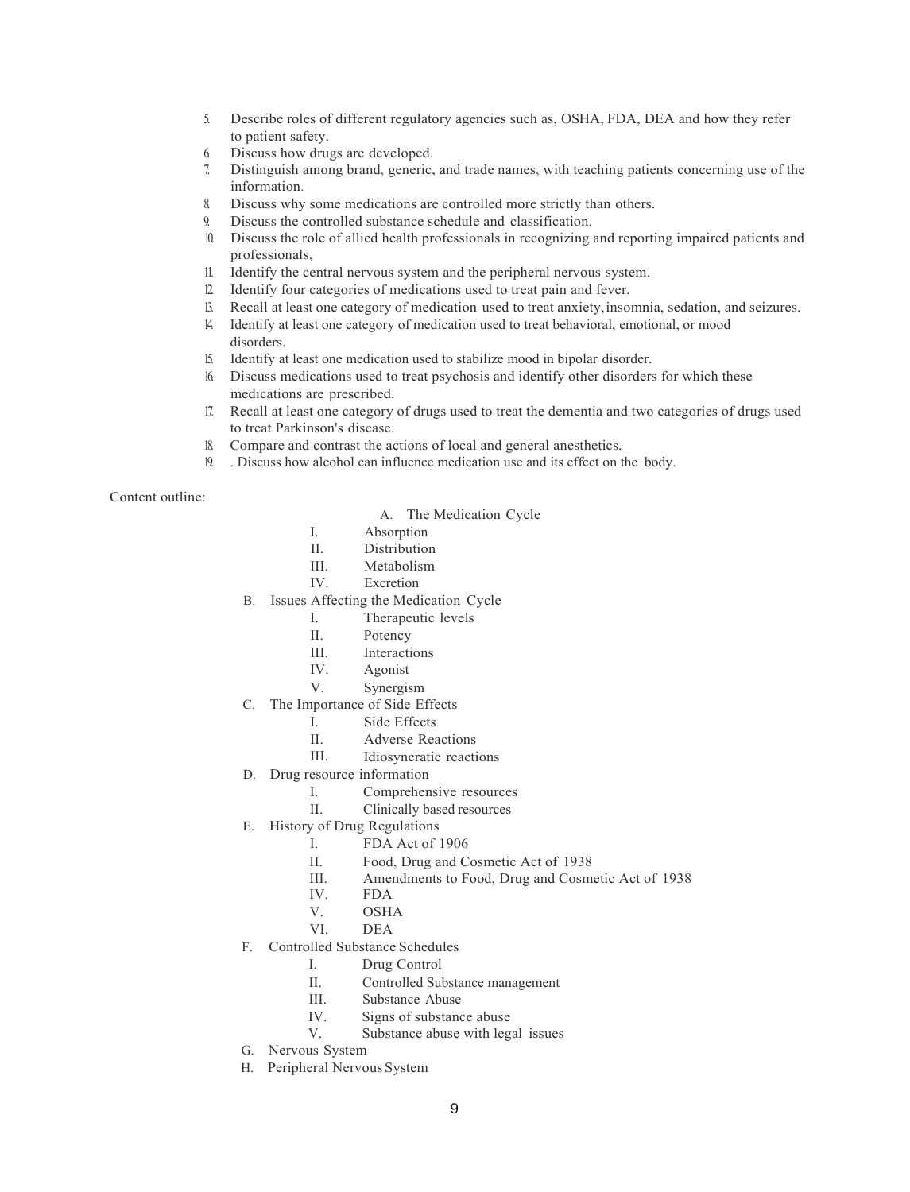5. Describe roles of different regulatory agencies such as, OSHA, FDA, DEA and how they refer to patient safety.
6. Discuss how drugs are developed.
7. Distinguish among brand, generic, and trade names, with teaching patients concerning use of the information.
8. Discuss why some medications are controlled more strictly than others.
9. Discuss the controlled substance schedule and classification.
10. Discuss the role of allied health professionals in recognizing and reporting impaired patients and professionals,
11. Identify the central nervous system and the peripheral nervous system.
12. Identify four categories of medications used to treat pain and fever.
13. Recall at least one category of medication used to treat anxiety, insomnia, sedation, and seizures.
14. Identify at least one category of medication used to treat behavioral, emotional, or mood disorders.
15. Identify at least one medication used to stabilize mood in bipolar disorder.
16. Discuss medications used to treat psychosis and identify other disorders for which these medications are prescribed.
17. Recall at least one category of drugs used to treat the dementia and two categories of drugs used to treat Parkinson's disease.
18. Compare and contrast the actions of local and general anesthetics.
19. . Discuss how alcohol can influence medication use and its effect on the body.

Content outline:

- A. The Medication Cycle
  - I. Absorption
  - II. Distribution
  - III. Metabolism
  - IV. Excretion
- B. Issues Affecting the Medication Cycle
  - I. Therapeutic levels
  - II. Potency
  - III. Interactions
  - IV. Agonist
  - V. Synergism
- C. The Importance of Side Effects
  - I. Side Effects
  - II. Adverse Reactions
  - III. Idiosyncratic reactions
- D. Drug resource information
  - I. Comprehensive resources
  - II. Clinically based resources
- E. History of Drug Regulations
  - I. FDA Act of 1906
  - II. Food, Drug and Cosmetic Act of 1938
  - III. Amendments to Food, Drug and Cosmetic Act of 1938
  - IV. FDA
  - V. OSHA
  - VI. DEA
- F. Controlled Substance Schedules
  - I. Drug Control
  - II. Controlled Substance management
  - III. Substance Abuse
  - IV. Signs of substance abuse
  - V. Substance abuse with legal issues
- G. Nervous System
- H. Peripheral Nervous System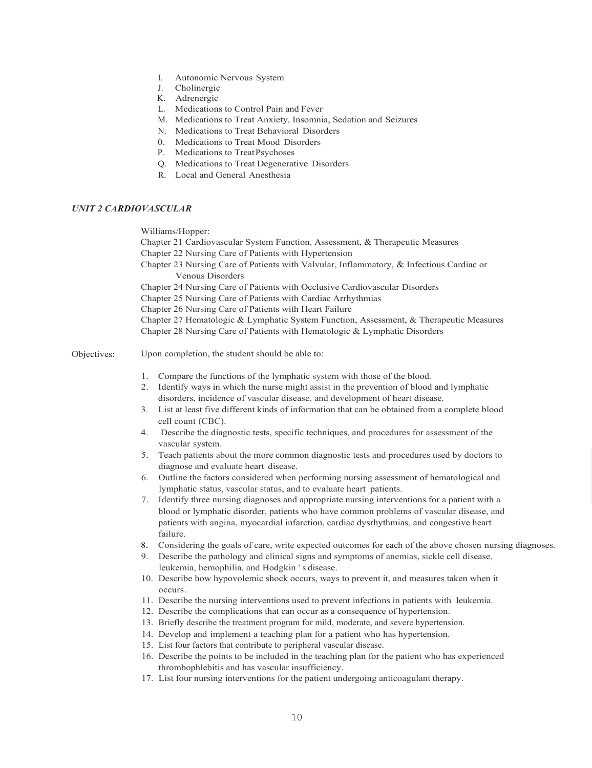I. Autonomic Nervous System
J. Cholinergic
K. Adrenergic
L. Medications to Control Pain and Fever
M. Medications to Treat Anxiety, Insomnia, Sedation and Seizures
N. Medications to Treat Behavioral Disorders
0. Medications to Treat Mood Disorders
P. Medications to Treat Psychoses
Q. Medications to Treat Degenerative Disorders
R. Local and General Anesthesia

***UNIT 2 CARDIOVASCULAR***

Williams/Hopper:
Chapter 21 Cardiovascular System Function, Assessment, & Therapeutic Measures
Chapter 22 Nursing Care of Patients with Hypertension
Chapter 23 Nursing Care of Patients with Valvular, Inflammatory, & Infectious Cardiac or Venous Disorders
Chapter 24 Nursing Care of Patients with Occlusive Cardiovascular Disorders
Chapter 25 Nursing Care of Patients with Cardiac Arrhythmias
Chapter 26 Nursing Care of Patients with Heart Failure
Chapter 27 Hematologic & Lymphatic System Function, Assessment, & Therapeutic Measures
Chapter 28 Nursing Care of Patients with Hematologic & Lymphatic Disorders

Objectives: Upon completion, the student should be able to:

1. Compare the functions of the lymphatic system with those of the blood.
2. Identify ways in which the nurse might assist in the prevention of blood and lymphatic disorders, incidence of vascular disease, and development of heart disease.
3. List at least five different kinds of information that can be obtained from a complete blood cell count (CBC).
4. Describe the diagnostic tests, specific techniques, and procedures for assessment of the vascular system.
5. Teach patients about the more common diagnostic tests and procedures used by doctors to diagnose and evaluate heart disease.
6. Outline the factors considered when performing nursing assessment of hematological and lymphatic status, vascular status, and to evaluate heart patients.
7. Identify three nursing diagnoses and appropriate nursing interventions for a patient with a blood or lymphatic disorder, patients who have common problems of vascular disease, and patients with angina, myocardial infarction, cardiac dysrhythmias, and congestive heart failure.
8. Considering the goals of care, write expected outcomes for each of the above chosen nursing diagnoses.
9. Describe the pathology and clinical signs and symptoms of anemias, sickle cell disease, leukemia, hemophilia, and Hodgkin ' s disease.
10. Describe how hypovolemic shock occurs, ways to prevent it, and measures taken when it occurs.
11. Describe the nursing interventions used to prevent infections in patients with leukemia.
12. Describe the complications that can occur as a consequence of hypertension.
13. Briefly describe the treatment program for mild, moderate, and severe hypertension.
14. Develop and implement a teaching plan for a patient who has hypertension.
15. List four factors that contribute to peripheral vascular disease.
16. Describe the points to be included in the teaching plan for the patient who has experienced thrombophlebitis and has vascular insufficiency.
17. List four nursing interventions for the patient undergoing anticoagulant therapy.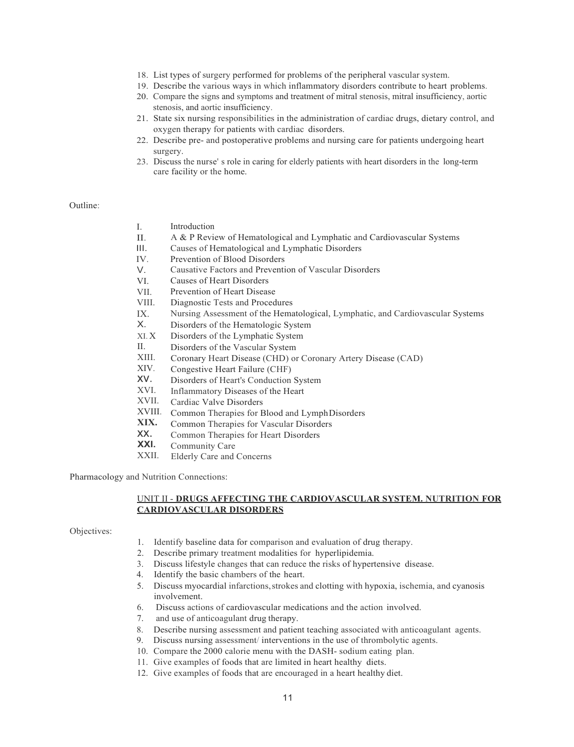18. List types of surgery performed for problems of the peripheral vascular system.
19. Describe the various ways in which inflammatory disorders contribute to heart problems.
20. Compare the signs and symptoms and treatment of mitral stenosis, mitral insufficiency, aortic stenosis, and aortic insufficiency.
21. State six nursing responsibilities in the administration of cardiac drugs, dietary control, and oxygen therapy for patients with cardiac disorders.
22. Describe pre- and postoperative problems and nursing care for patients undergoing heart surgery.
23. Discuss the nurse' s role in caring for elderly patients with heart disorders in the long-term care facility or the home.

Outline:

I. Introduction
II. A & P Review of Hematological and Lymphatic and Cardiovascular Systems
III. Causes of Hematological and Lymphatic Disorders
IV. Prevention of Blood Disorders
V. Causative Factors and Prevention of Vascular Disorders
VI. Causes of Heart Disorders
VII. Prevention of Heart Disease
VIII. Diagnostic Tests and Procedures
IX. Nursing Assessment of the Hematological, Lymphatic, and Cardiovascular Systems
X. Disorders of the Hematologic System
XI. X Disorders of the Lymphatic System
II. Disorders of the Vascular System
XIII. Coronary Heart Disease (CHD) or Coronary Artery Disease (CAD)
XIV. Congestive Heart Failure (CHF)
XV. Disorders of Heart's Conduction System
XVI. Inflammatory Diseases of the Heart
XVII. Cardiac Valve Disorders
XVIII. Common Therapies for Blood and Lymph Disorders
XIX. Common Therapies for Vascular Disorders
XX. Common Therapies for Heart Disorders
XXI. Community Care
XXII. Elderly Care and Concerns

Pharmacology and Nutrition Connections:

## UNIT II - DRUGS AFFECTING THE CARDIOVASCULAR SYSTEM. NUTRITION FOR CARDIOVASCULAR DISORDERS

Objectives:

1. Identify baseline data for comparison and evaluation of drug therapy.
2. Describe primary treatment modalities for hyperlipidemia.
3. Discuss lifestyle changes that can reduce the risks of hypertensive disease.
4. Identify the basic chambers of the heart.
5. Discuss myocardial infarctions, strokes and clotting with hypoxia, ischemia, and cyanosis involvement.
6. Discuss actions of cardiovascular medications and the action involved.
7. and use of anticoagulant drug therapy.
8. Describe nursing assessment and patient teaching associated with anticoagulant agents.
9. Discuss nursing assessment/ interventions in the use of thrombolytic agents.
10. Compare the 2000 calorie menu with the DASH- sodium eating plan.
11. Give examples of foods that are limited in heart healthy diets.
12. Give examples of foods that are encouraged in a heart healthy diet.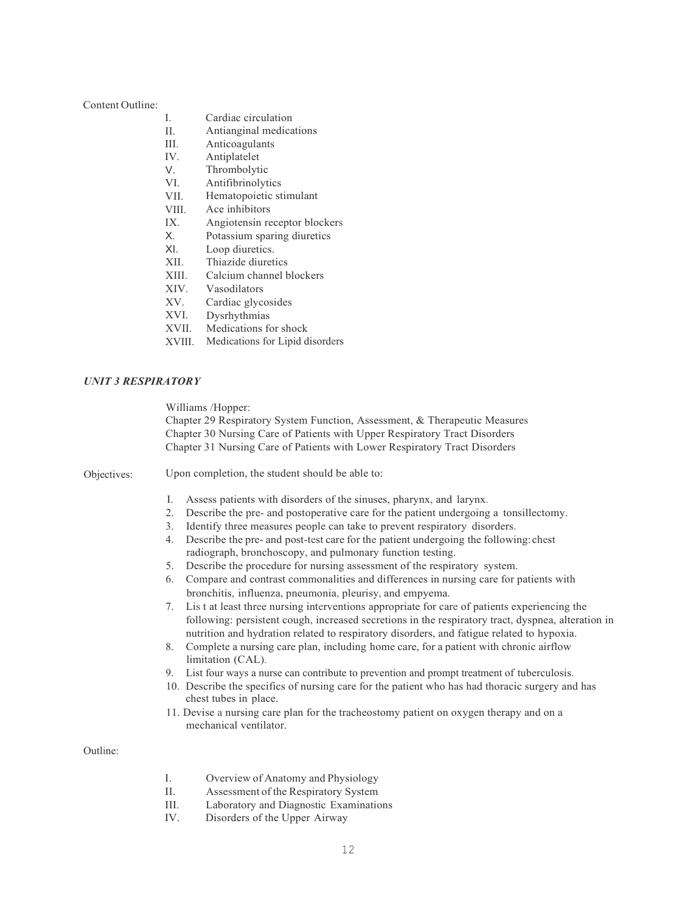Content Outline:

- I. Cardiac circulation
- II. Antianginal medications
- III. Anticoagulants
- IV. Antiplatelet
- V. Thrombolytic
- VI. Antifibrinolytics
- VII. Hematopoietic stimulant
- VIII. Ace inhibitors
- IX. Angiotensin receptor blockers
- X. Potassium sparing diuretics
- XI. Loop diuretics.
- XII. Thiazide diuretics
- XIII. Calcium channel blockers
- XIV. Vasodilators
- XV. Cardiac glycosides
- XVI. Dysrhythmias
- XVII. Medications for shock
- XVIII. Medications for Lipid disorders

### *UNIT 3 RESPIRATORY*

Williams /Hopper:
Chapter 29 Respiratory System Function, Assessment, & Therapeutic Measures
Chapter 30 Nursing Care of Patients with Upper Respiratory Tract Disorders
Chapter 31 Nursing Care of Patients with Lower Respiratory Tract Disorders

Objectives: Upon completion, the student should be able to:

1. Assess patients with disorders of the sinuses, pharynx, and larynx.
2. Describe the pre- and postoperative care for the patient undergoing a tonsillectomy.
3. Identify three measures people can take to prevent respiratory disorders.
4. Describe the pre- and post-test care for the patient undergoing the following: chest radiograph, bronchoscopy, and pulmonary function testing.
5. Describe the procedure for nursing assessment of the respiratory system.
6. Compare and contrast commonalities and differences in nursing care for patients with bronchitis, influenza, pneumonia, pleurisy, and empyema.
7. Lis t at least three nursing interventions appropriate for care of patients experiencing the following: persistent cough, increased secretions in the respiratory tract, dyspnea, alteration in nutrition and hydration related to respiratory disorders, and fatigue related to hypoxia.
8. Complete a nursing care plan, including home care, for a patient with chronic airflow limitation (CAL).
9. List four ways a nurse can contribute to prevention and prompt treatment of tuberculosis.
10. Describe the specifics of nursing care for the patient who has had thoracic surgery and has chest tubes in place.
11. Devise a nursing care plan for the tracheostomy patient on oxygen therapy and on a mechanical ventilator.

Outline:

- I. Overview of Anatomy and Physiology
- II. Assessment of the Respiratory System
- III. Laboratory and Diagnostic Examinations
- IV. Disorders of the Upper Airway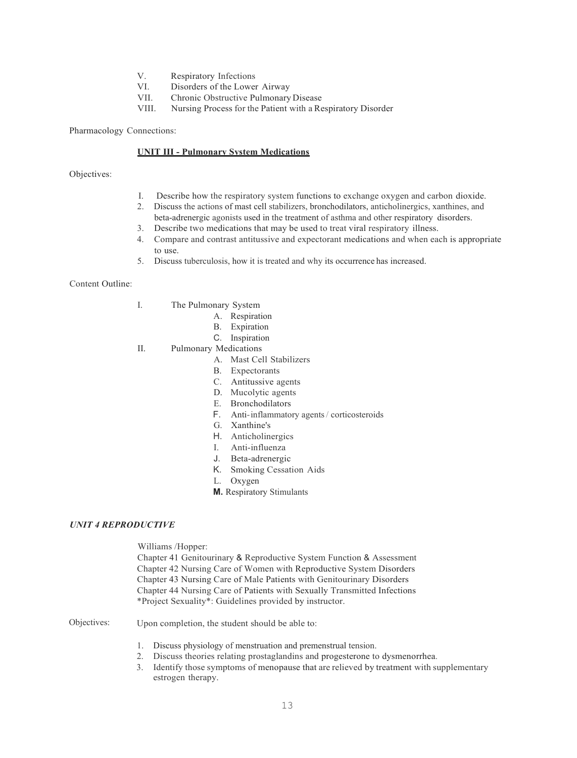V. Respiratory Infections
VI. Disorders of the Lower Airway
VII. Chronic Obstructive Pulmonary Disease
VIII. Nursing Process for the Patient with a Respiratory Disorder

Pharmacology Connections:

**UNIT III - Pulmonary System Medications**

Objectives:

1. Describe how the respiratory system functions to exchange oxygen and carbon dioxide.
2. Discuss the actions of mast cell stabilizers, bronchodilators, anticholinergics, xanthines, and beta-adrenergic agonists used in the treatment of asthma and other respiratory disorders.
3. Describe two medications that may be used to treat viral respiratory illness.
4. Compare and contrast antitussive and expectorant medications and when each is appropriate to use.
5. Discuss tuberculosis, how it is treated and why its occurrence has increased.

Content Outline:

I. The Pulmonary System
   - A. Respiration
   - B. Expiration
   - C. Inspiration

II. Pulmonary Medications
   - A. Mast Cell Stabilizers
   - B. Expectorants
   - C. Antitussive agents
   - D. Mucolytic agents
   - E. Bronchodilators
   - F. Anti-inflammatory agents / corticosteroids
   - G. Xanthine's
   - H. Anticholinergics
   - I. Anti-influenza
   - J. Beta-adrenergic
   - K. Smoking Cessation Aids
   - L. Oxygen
   - **M.** Respiratory Stimulants

***UNIT 4 REPRODUCTIVE***

Williams /Hopper:
Chapter 41 Genitourinary & Reproductive System Function & Assessment
Chapter 42 Nursing Care of Women with Reproductive System Disorders
Chapter 43 Nursing Care of Male Patients with Genitourinary Disorders
Chapter 44 Nursing Care of Patients with Sexually Transmitted Infections
*Project Sexuality*: Guidelines provided by instructor.

Objectives: Upon completion, the student should be able to:

1. Discuss physiology of menstruation and premenstrual tension.
2. Discuss theories relating prostaglandins and progesterone to dysmenorrhea.
3. Identify those symptoms of menopause that are relieved by treatment with supplementary estrogen therapy.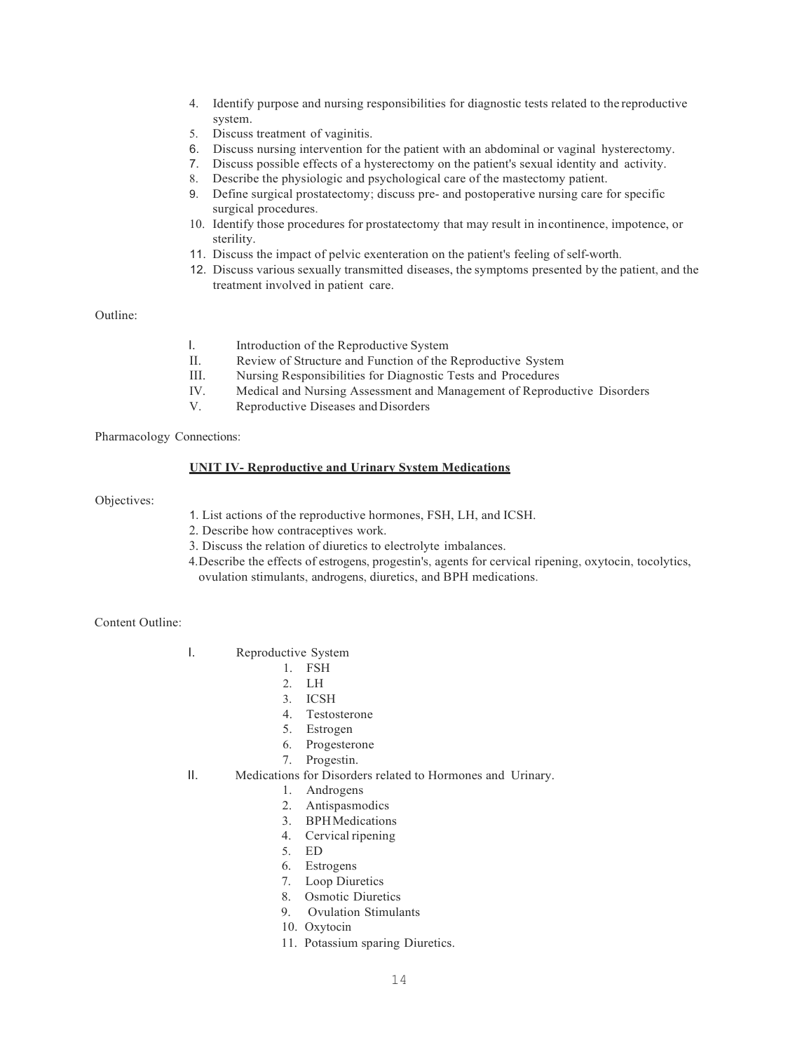4. Identify purpose and nursing responsibilities for diagnostic tests related to the reproductive system.
5. Discuss treatment of vaginitis.
6. Discuss nursing intervention for the patient with an abdominal or vaginal hysterectomy.
7. Discuss possible effects of a hysterectomy on the patient's sexual identity and activity.
8. Describe the physiologic and psychological care of the mastectomy patient.
9. Define surgical prostatectomy; discuss pre- and postoperative nursing care for specific surgical procedures.
10. Identify those procedures for prostatectomy that may result in incontinence, impotence, or sterility.
11. Discuss the impact of pelvic exenteration on the patient's feeling of self-worth.
12. Discuss various sexually transmitted diseases, the symptoms presented by the patient, and the treatment involved in patient care.

Outline:

- I. Introduction of the Reproductive System
- II. Review of Structure and Function of the Reproductive System
- III. Nursing Responsibilities for Diagnostic Tests and Procedures
- IV. Medical and Nursing Assessment and Management of Reproductive Disorders
- V. Reproductive Diseases and Disorders

Pharmacology Connections:

**UNIT IV- Reproductive and Urinary System Medications**

Objectives:

1. List actions of the reproductive hormones, FSH, LH, and ICSH.
2. Describe how contraceptives work.
3. Discuss the relation of diuretics to electrolyte imbalances.
4. Describe the effects of estrogens, progestin's, agents for cervical ripening, oxytocin, tocolytics, ovulation stimulants, androgens, diuretics, and BPH medications.

Content Outline:

- I. Reproductive System
  1. FSH
  2. LH
  3. ICSH
  4. Testosterone
  5. Estrogen
  6. Progesterone
  7. Progestin.
- II. Medications for Disorders related to Hormones and Urinary.
  1. Androgens
  2. Antispasmodics
  3. BPH Medications
  4. Cervical ripening
  5. ED
  6. Estrogens
  7. Loop Diuretics
  8. Osmotic Diuretics
  9. Ovulation Stimulants
  10. Oxytocin
  11. Potassium sparing Diuretics.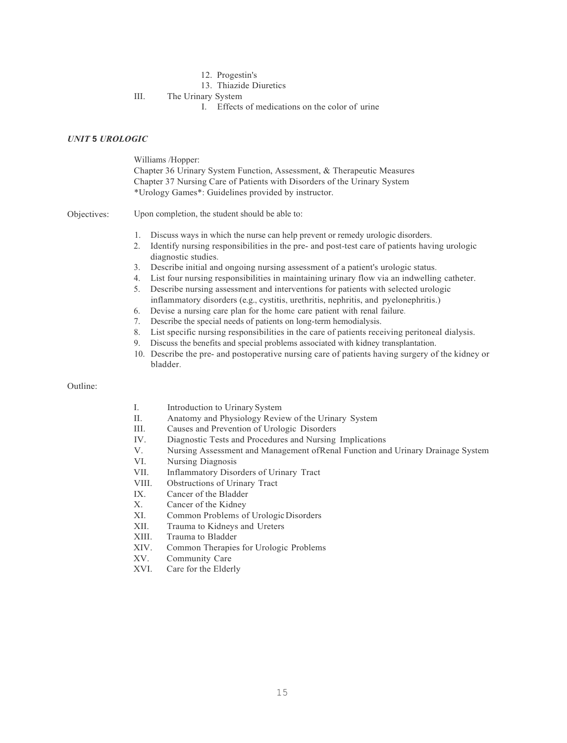12. Progestin's
13. Thiazide Diuretics

III. The Urinary System

I. Effects of medications on the color of urine

### *UNIT* **5** *UROLOGIC*

Williams /Hopper:
Chapter 36 Urinary System Function, Assessment, & Therapeutic Measures
Chapter 37 Nursing Care of Patients with Disorders of the Urinary System
*Urology Games*: Guidelines provided by instructor.

Objectives: Upon completion, the student should be able to:

1. Discuss ways in which the nurse can help prevent or remedy urologic disorders.
2. Identify nursing responsibilities in the pre- and post-test care of patients having urologic diagnostic studies.
3. Describe initial and ongoing nursing assessment of a patient's urologic status.
4. List four nursing responsibilities in maintaining urinary flow via an indwelling catheter.
5. Describe nursing assessment and interventions for patients with selected urologic inflammatory disorders (e.g., cystitis, urethritis, nephritis, and pyelonephritis.)
6. Devise a nursing care plan for the home care patient with renal failure.
7. Describe the special needs of patients on long-term hemodialysis.
8. List specific nursing responsibilities in the care of patients receiving peritoneal dialysis.
9. Discuss the benefits and special problems associated with kidney transplantation.
10. Describe the pre- and postoperative nursing care of patients having surgery of the kidney or bladder.

Outline:

I. Introduction to Urinary System
II. Anatomy and Physiology Review of the Urinary System
III. Causes and Prevention of Urologic Disorders
IV. Diagnostic Tests and Procedures and Nursing Implications
V. Nursing Assessment and Management ofRenal Function and Urinary Drainage System
VI. Nursing Diagnosis
VII. Inflammatory Disorders of Urinary Tract
VIII. Obstructions of Urinary Tract
IX. Cancer of the Bladder
X. Cancer of the Kidney
XI. Common Problems of Urologic Disorders
XII. Trauma to Kidneys and Ureters
XIII. Trauma to Bladder
XIV. Common Therapies for Urologic Problems
XV. Community Care
XVI. Care for the Elderly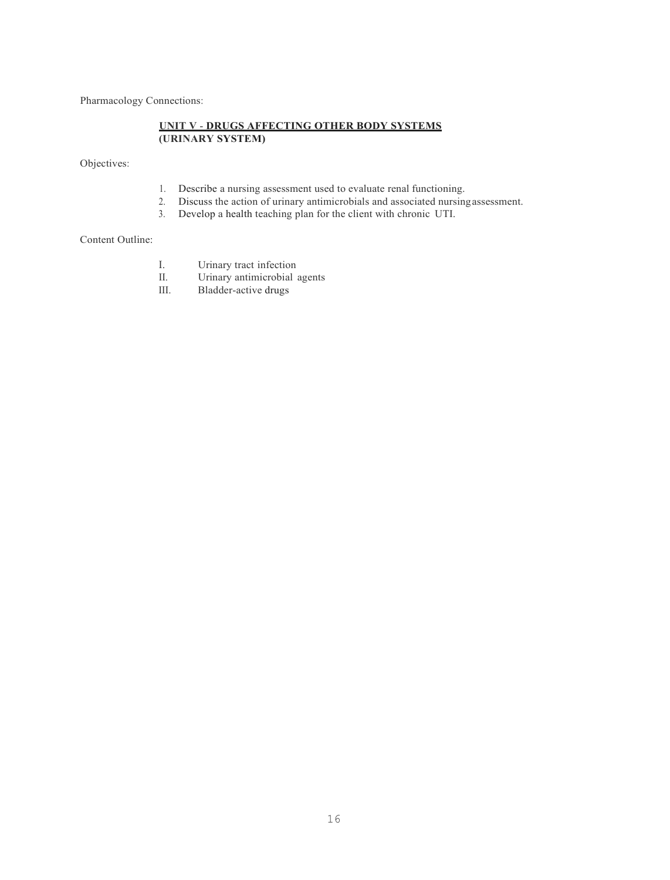Pharmacology Connections:

## UNIT V - DRUGS AFFECTING OTHER BODY SYSTEMS
## (URINARY SYSTEM)

Objectives:

1. Describe a nursing assessment used to evaluate renal functioning.
2. Discuss the action of urinary antimicrobials and associated nursing assessment.
3. Develop a health teaching plan for the client with chronic UTI.

Content Outline:

I. Urinary tract infection
II. Urinary antimicrobial agents
III. Bladder-active drugs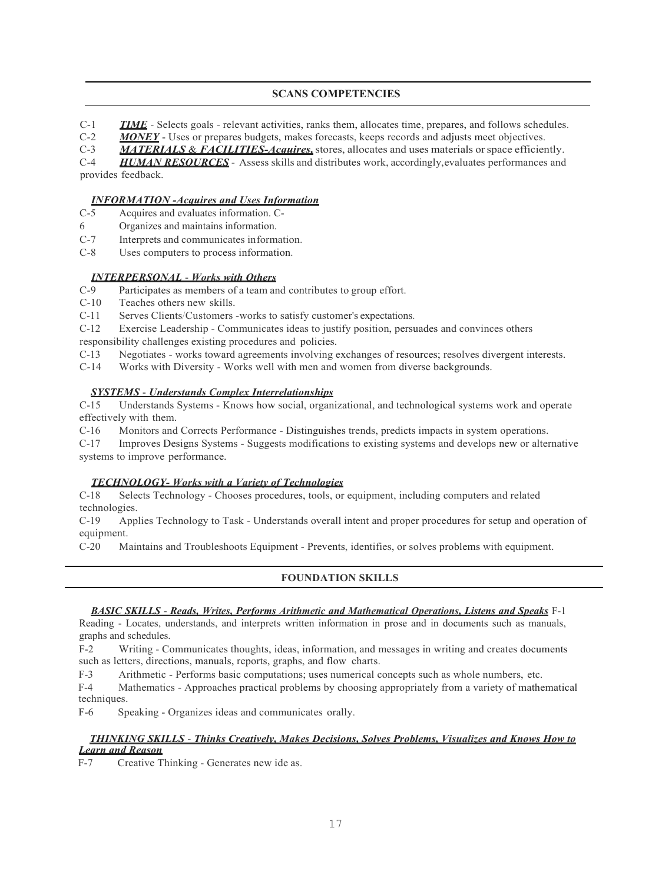## SCANS COMPETENCIES

C-1 ***TIME*** - Selects goals - relevant activities, ranks them, allocates time, prepares, and follows schedules.

C-2 ***MONEY*** - Uses or prepares budgets, makes forecasts, keeps records and adjusts meet objectives.

C-3 ***MATERIALS & FACILITIES-Acquires,*** stores, allocates and uses materials or space efficiently.

C-4 ***HUMAN RESOURCES*** - Assess skills and distributes work, accordingly,evaluates performances and provides feedback.

### *INFORMATION -Acquires and Uses Information*

C-5 Acquires and evaluates information.

C-6 Organizes and maintains information.

C-7 Interprets and communicates information.

C-8 Uses computers to process information.

### *INTERPERSONAL - Works with Others*

C-9 Participates as members of a team and contributes to group effort.

C-10 Teaches others new skills.

C-11 Serves Clients/Customers -works to satisfy customer's expectations.

C-12 Exercise Leadership - Communicates ideas to justify position, persuades and convinces others responsibility challenges existing procedures and policies.

C-13 Negotiates - works toward agreements involving exchanges of resources; resolves divergent interests.

C-14 Works with Diversity - Works well with men and women from diverse backgrounds.

### *SYSTEMS - Understands Complex Interrelationships*

C-15 Understands Systems - Knows how social, organizational, and technological systems work and operate effectively with them.

C-16 Monitors and Corrects Performance - Distinguishes trends, predicts impacts in system operations.

C-17 Improves Designs Systems - Suggests modifications to existing systems and develops new or alternative systems to improve performance.

### *TECHNOLOGY- Works with a Variety of Technologies*

C-18 Selects Technology - Chooses procedures, tools, or equipment, including computers and related technologies.

C-19 Applies Technology to Task - Understands overall intent and proper procedures for setup and operation of equipment.

C-20 Maintains and Troubleshoots Equipment - Prevents, identifies, or solves problems with equipment.

## FOUNDATION SKILLS

### *BASIC SKILLS - Reads, Writes, Performs Arithmetic and Mathematical Operations, Listens and Speaks*

F-1 Reading - Locates, understands, and interprets written information in prose and in documents such as manuals, graphs and schedules.

F-2 Writing - Communicates thoughts, ideas, information, and messages in writing and creates documents such as letters, directions, manuals, reports, graphs, and flow charts.

F-3 Arithmetic - Performs basic computations; uses numerical concepts such as whole numbers, etc.

F-4 Mathematics - Approaches practical problems by choosing appropriately from a variety of mathematical techniques.

F-6 Speaking - Organizes ideas and communicates orally.

### *THINKING SKILLS - Thinks Creatively, Makes Decisions, Solves Problems, Visualizes and Knows How to Learn and Reason*

F-7 Creative Thinking - Generates new ide as.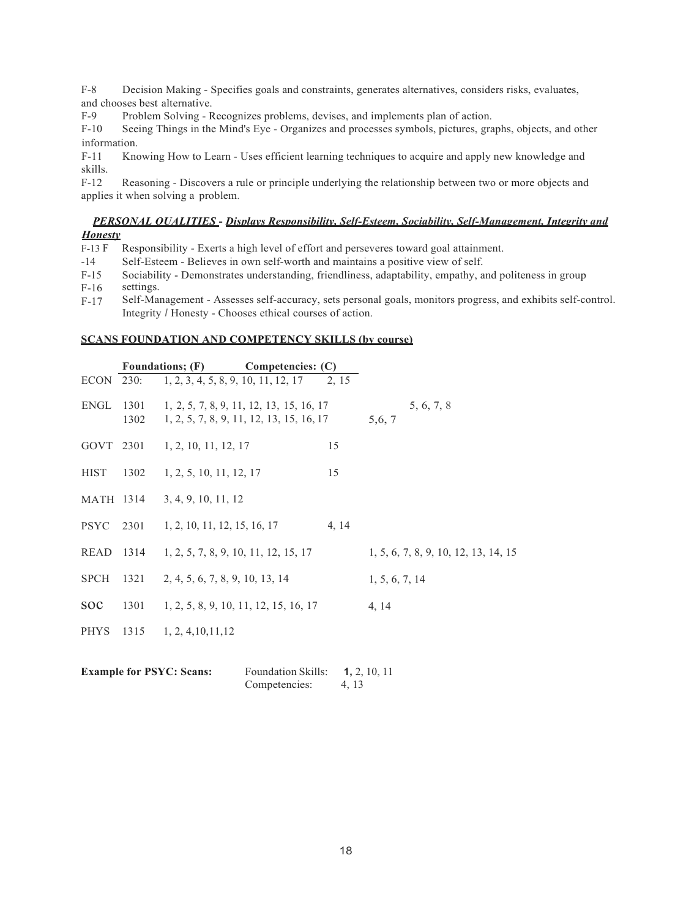F-8 Decision Making - Specifies goals and constraints, generates alternatives, considers risks, evaluates, and chooses best alternative.
F-9 Problem Solving - Recognizes problems, devises, and implements plan of action.
F-10 Seeing Things in the Mind's Eye - Organizes and processes symbols, pictures, graphs, objects, and other information.
F-11 Knowing How to Learn - Uses efficient learning techniques to acquire and apply new knowledge and skills.
F-12 Reasoning - Discovers a rule or principle underlying the relationship between two or more objects and applies it when solving a problem.

***PERSONAL QUALITIES - Displays Responsibility, Self-Esteem, Sociability, Self-Management, Integrity and Honesty***

F-13 Responsibility - Exerts a high level of effort and perseveres toward goal attainment.
F-14 Self-Esteem - Believes in own self-worth and maintains a positive view of self.
F-15 Sociability - Demonstrates understanding, friendliness, adaptability, empathy, and politeness in group settings.
F-16 Self-Management - Assesses self-accuracy, sets personal goals, monitors progress, and exhibits self-control.
F-17 Integrity / Honesty - Chooses ethical courses of action.

**SCANS FOUNDATION AND COMPETENCY SKILLS (by course)**

| Course | | Foundations; (F) | Competencies: (C) |
|---|---|---|---|
| ECON | 230: | 1, 2, 3, 4, 5, 8, 9, 10, 11, 12, 17 | 2, 15 |
| ENGL | 1301 | 1, 2, 5, 7, 8, 9, 11, 12, 13, 15, 16, 17 | 5, 6, 7, 8 |
| | 1302 | 1, 2, 5, 7, 8, 9, 11, 12, 13, 15, 16, 17 | 5,6, 7 |
| GOVT | 2301 | 1, 2, 10, 11, 12, 17 | 15 |
| HIST | 1302 | 1, 2, 5, 10, 11, 12, 17 | 15 |
| MATH | 1314 | 3, 4, 9, 10, 11, 12 | |
| PSYC | 2301 | 1, 2, 10, 11, 12, 15, 16, 17 | 4, 14 |
| READ | 1314 | 1, 2, 5, 7, 8, 9, 10, 11, 12, 15, 17 | 1, 5, 6, 7, 8, 9, 10, 12, 13, 14, 15 |
| SPCH | 1321 | 2, 4, 5, 6, 7, 8, 9, 10, 13, 14 | 1, 5, 6, 7, 14 |
| SOC | 1301 | 1, 2, 5, 8, 9, 10, 11, 12, 15, 16, 17 | 4, 14 |
| PHYS | 1315 | 1, 2, 4,10,11,12 | |

**Example for PSYC: Scans:** Foundation Skills: **1,** 2, 10, 11
Competencies: 4, 13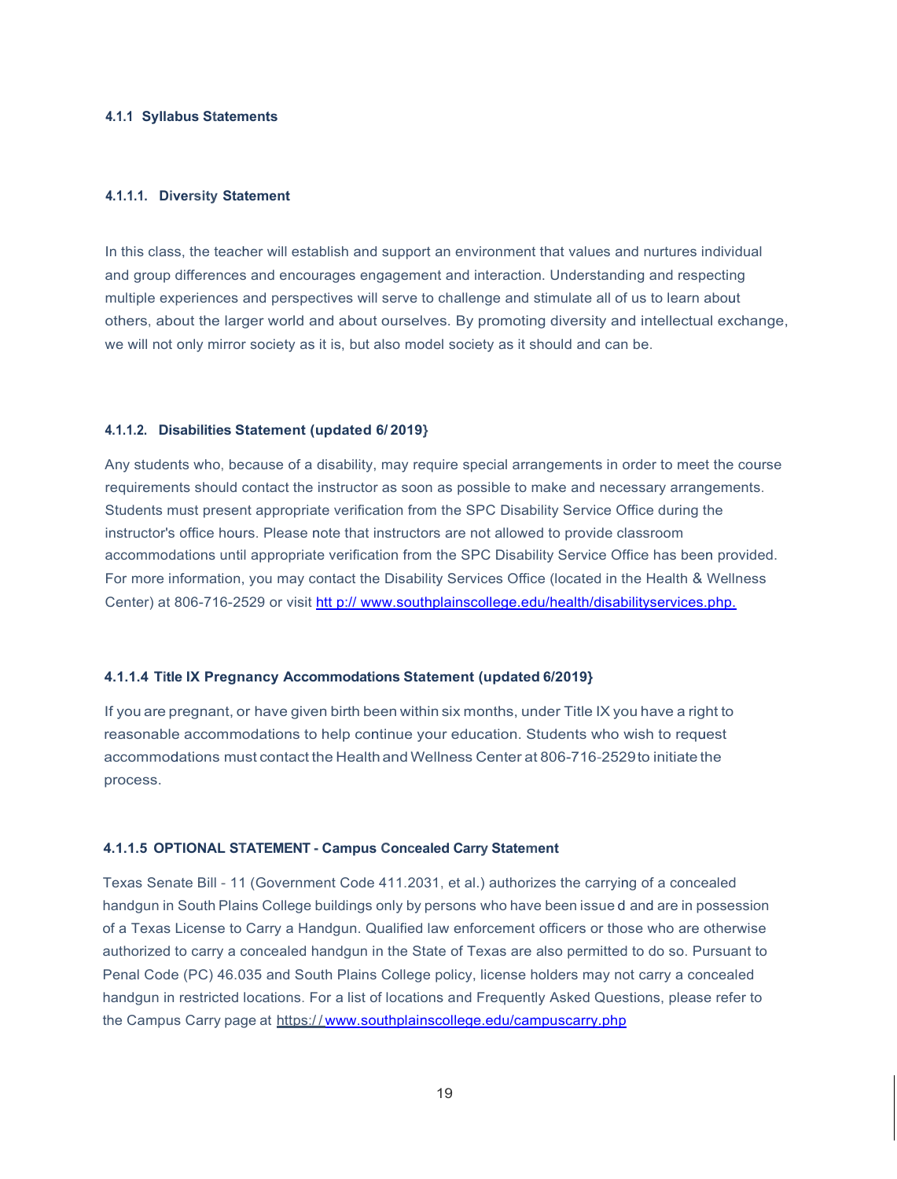#### 4.1.1 Syllabus Statements

##### 4.1.1.1. Diversity Statement

In this class, the teacher will establish and support an environment that values and nurtures individual and group differences and encourages engagement and interaction. Understanding and respecting multiple experiences and perspectives will serve to challenge and stimulate all of us to learn about others, about the larger world and about ourselves. By promoting diversity and intellectual exchange, we will not only mirror society as it is, but also model society as it should and can be.

##### 4.1.1.2. Disabilities Statement (updated 6/ 2019}

Any students who, because of a disability, may require special arrangements in order to meet the course requirements should contact the instructor as soon as possible to make and necessary arrangements. Students must present appropriate verification from the SPC Disability Service Office during the instructor's office hours. Please note that instructors are not allowed to provide classroom accommodations until appropriate verification from the SPC Disability Service Office has been provided. For more information, you may contact the Disability Services Office (located in the Health & Wellness Center) at 806-716-2529 or visit htt p:// www.southplainscollege.edu/health/disabilityservices.php.

##### 4.1.1.4 Title IX Pregnancy Accommodations Statement (updated 6/2019}

If you are pregnant, or have given birth been within six months, under Title IX you have a right to reasonable accommodations to help continue your education. Students who wish to request accommodations must contact the Health and Wellness Center at 806-716-2529 to initiate the process.

##### 4.1.1.5 OPTIONAL STATEMENT - Campus Concealed Carry Statement

Texas Senate Bill - 11 (Government Code 411.2031, et al.) authorizes the carrying of a concealed handgun in South Plains College buildings only by persons who have been issued and are in possession of a Texas License to Carry a Handgun. Qualified law enforcement officers or those who are otherwise authorized to carry a concealed handgun in the State of Texas are also permitted to do so. Pursuant to Penal Code (PC) 46.035 and South Plains College policy, license holders may not carry a concealed handgun in restricted locations. For a list of locations and Frequently Asked Questions, please refer to the Campus Carry page at https:// www.southplainscollege.edu/campuscarry.php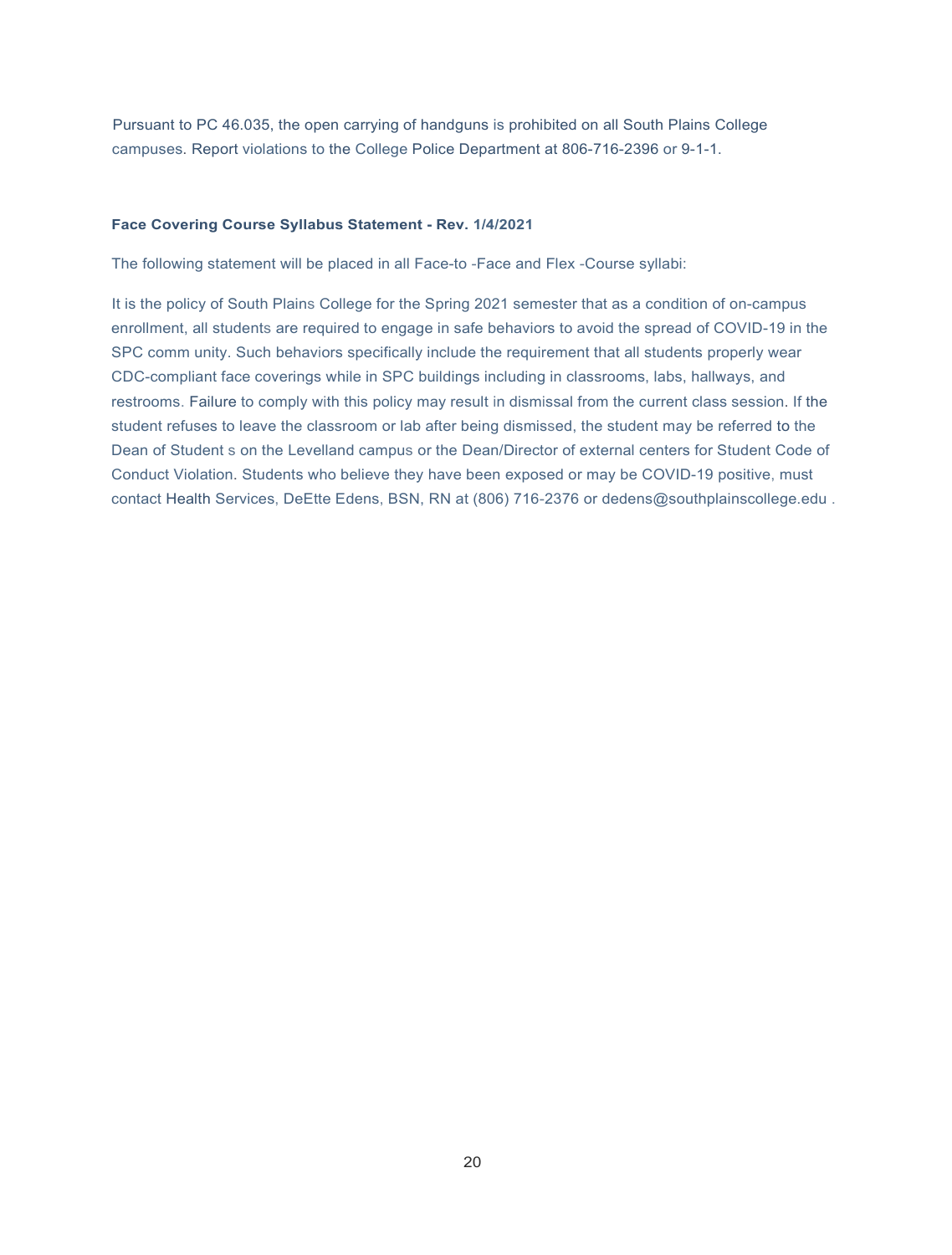Pursuant to PC 46.035, the open carrying of handguns is prohibited on all South Plains College campuses. Report violations to the College Police Department at 806-716-2396 or 9-1-1.

**Face Covering Course Syllabus Statement - Rev. 1/4/2021**

The following statement will be placed in all Face-to -Face and Flex -Course syllabi:

It is the policy of South Plains College for the Spring 2021 semester that as a condition of on-campus enrollment, all students are required to engage in safe behaviors to avoid the spread of COVID-19 in the SPC comm unity. Such behaviors specifically include the requirement that all students properly wear CDC-compliant face coverings while in SPC buildings including in classrooms, labs, hallways, and restrooms. Failure to comply with this policy may result in dismissal from the current class session. If the student refuses to leave the classroom or lab after being dismissed, the student may be referred to the Dean of Student s on the Levelland campus or the Dean/Director of external centers for Student Code of Conduct Violation. Students who believe they have been exposed or may be COVID-19 positive, must contact Health Services, DeEtte Edens, BSN, RN at (806) 716-2376 or dedens@southplainscollege.edu .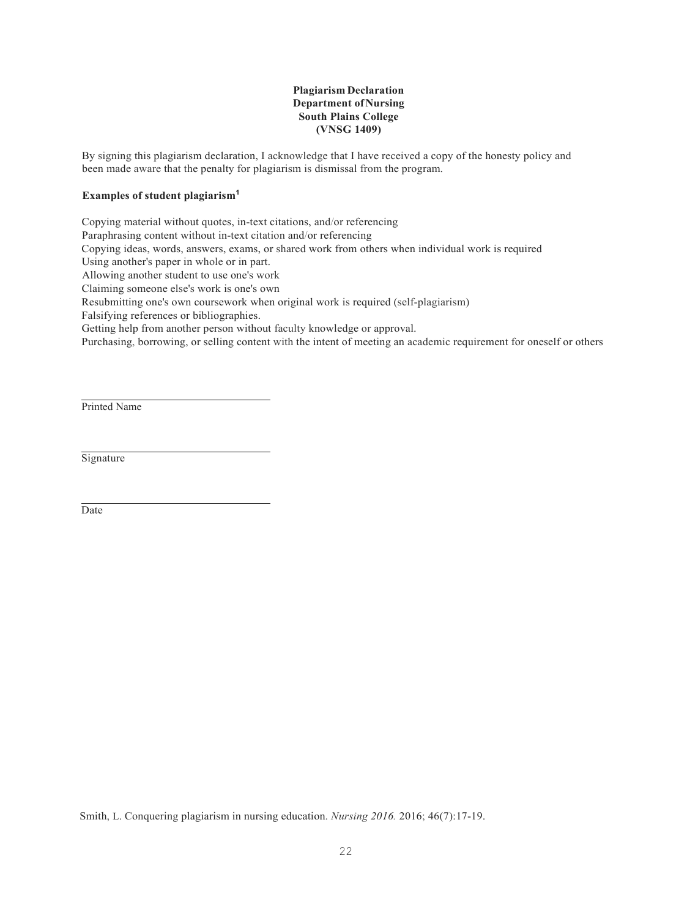**Plagiarism Declaration**
**Department of Nursing**
**South Plains College**
**(VNSG 1409)**

By signing this plagiarism declaration, I acknowledge that I have received a copy of the honesty policy and been made aware that the penalty for plagiarism is dismissal from the program.

**Examples of student plagiarism[1]**

Copying material without quotes, in-text citations, and/or referencing
Paraphrasing content without in-text citation and/or referencing
Copying ideas, words, answers, exams, or shared work from others when individual work is required
Using another's paper in whole or in part.
Allowing another student to use one's work
Claiming someone else's work is one's own
Resubmitting one's own coursework when original work is required (self-plagiarism)
Falsifying references or bibliographies.
Getting help from another person without faculty knowledge or approval.
Purchasing, borrowing, or selling content with the intent of meeting an academic requirement for oneself or others

\_\_\_\_\_\_\_\_\_\_\_\_\_\_\_\_\_\_\_\_\_\_\_\_\_\_\_\_\_\_
Printed Name

\_\_\_\_\_\_\_\_\_\_\_\_\_\_\_\_\_\_\_\_\_\_\_\_\_\_\_\_\_\_
Signature

\_\_\_\_\_\_\_\_\_\_\_\_\_\_\_\_\_\_\_\_\_\_\_\_\_\_\_\_\_\_
Date

Smith, L. Conquering plagiarism in nursing education. *Nursing 2016.* 2016; 46(7):17-19.